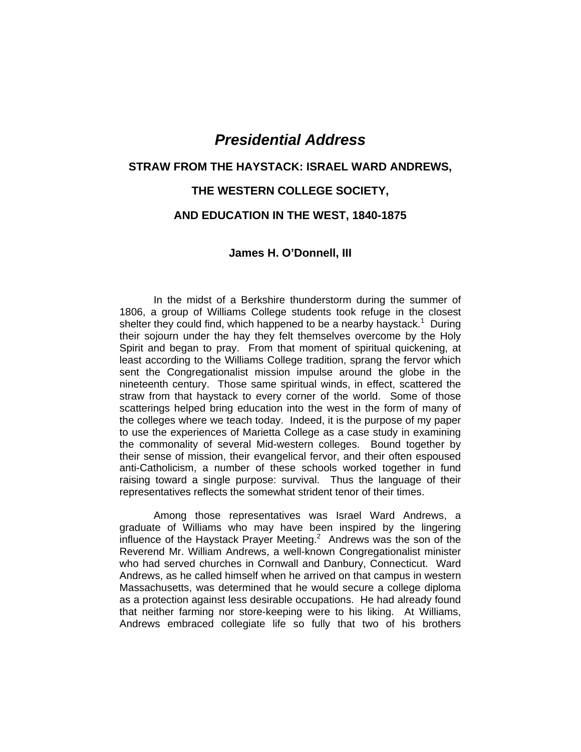# *Presidential Address*

## STRAW FROM THE HAYSTACK: ISRAEL WARD ANDREWS, THE WESTERN COLLEGE SOCIETY, AND EDUCATION IN THE WEST, 1840-1875

**James H. O'Donnell, III**

In the midst of a Berkshire thunderstorm during the summer of 1806, a group of Williams College students took refuge in the closest shelter they could find, which happened to be a nearby haystack.[1] During their sojourn under the hay they felt themselves overcome by the Holy Spirit and began to pray. From that moment of spiritual quickening, at least according to the Williams College tradition, sprang the fervor which sent the Congregationalist mission impulse around the globe in the nineteenth century. Those same spiritual winds, in effect, scattered the straw from that haystack to every corner of the world. Some of those scatterings helped bring education into the west in the form of many of the colleges where we teach today. Indeed, it is the purpose of my paper to use the experiences of Marietta College as a case study in examining the commonality of several Mid-western colleges. Bound together by their sense of mission, their evangelical fervor, and their often espoused anti-Catholicism, a number of these schools worked together in fund raising toward a single purpose: survival. Thus the language of their representatives reflects the somewhat strident tenor of their times.

Among those representatives was Israel Ward Andrews, a graduate of Williams who may have been inspired by the lingering influence of the Haystack Prayer Meeting.[2] Andrews was the son of the Reverend Mr. William Andrews, a well-known Congregationalist minister who had served churches in Cornwall and Danbury, Connecticut. Ward Andrews, as he called himself when he arrived on that campus in western Massachusetts, was determined that he would secure a college diploma as a protection against less desirable occupations. He had already found that neither farming nor store-keeping were to his liking. At Williams, Andrews embraced collegiate life so fully that two of his brothers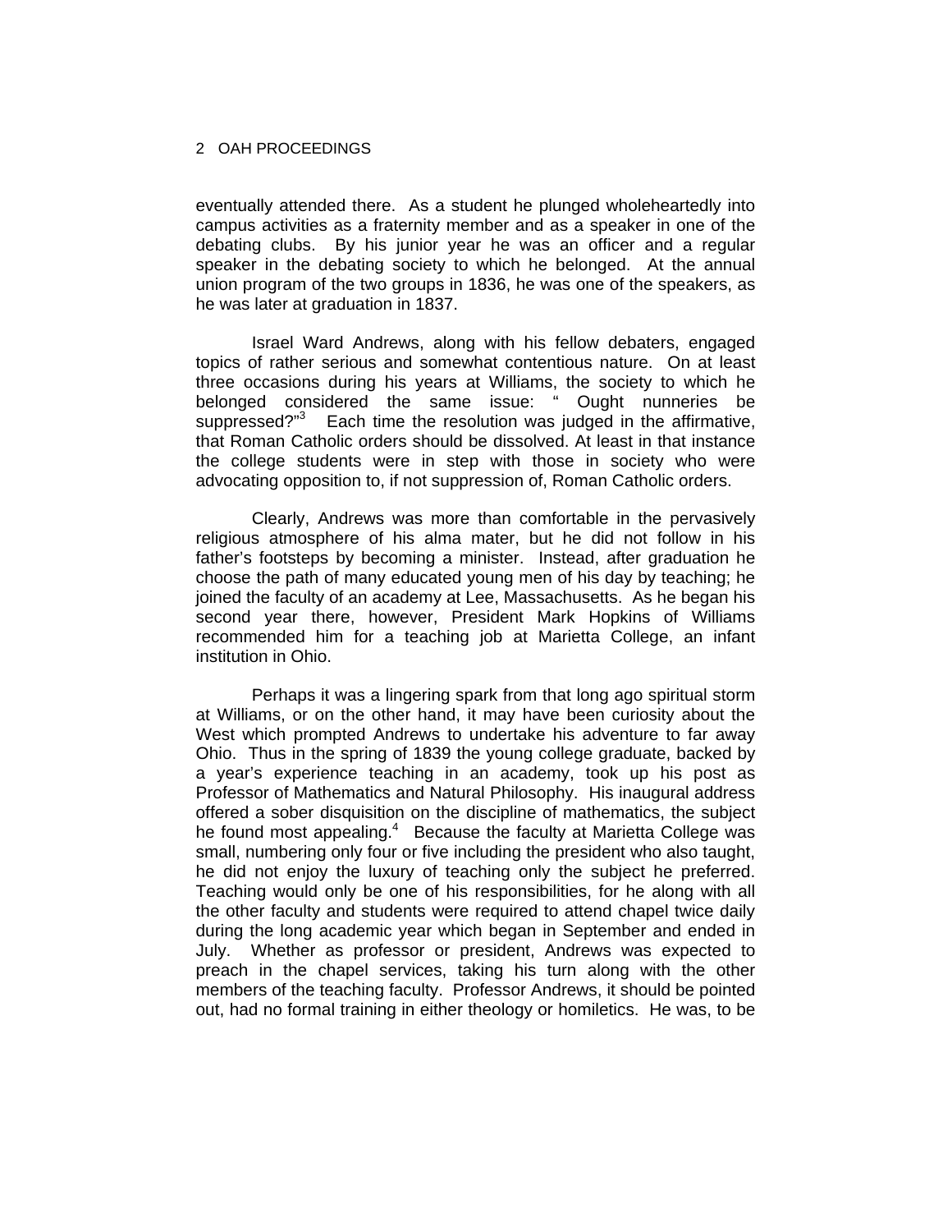eventually attended there. As a student he plunged wholeheartedly into campus activities as a fraternity member and as a speaker in one of the debating clubs. By his junior year he was an officer and a regular speaker in the debating society to which he belonged. At the annual union program of the two groups in 1836, he was one of the speakers, as he was later at graduation in 1837.

Israel Ward Andrews, along with his fellow debaters, engaged topics of rather serious and somewhat contentious nature. On at least three occasions during his years at Williams, the society to which he belonged considered the same issue: " Ought nunneries be suppressed?"[3] Each time the resolution was judged in the affirmative, that Roman Catholic orders should be dissolved. At least in that instance the college students were in step with those in society who were advocating opposition to, if not suppression of, Roman Catholic orders.

Clearly, Andrews was more than comfortable in the pervasively religious atmosphere of his alma mater, but he did not follow in his father's footsteps by becoming a minister. Instead, after graduation he choose the path of many educated young men of his day by teaching; he joined the faculty of an academy at Lee, Massachusetts. As he began his second year there, however, President Mark Hopkins of Williams recommended him for a teaching job at Marietta College, an infant institution in Ohio.

Perhaps it was a lingering spark from that long ago spiritual storm at Williams, or on the other hand, it may have been curiosity about the West which prompted Andrews to undertake his adventure to far away Ohio. Thus in the spring of 1839 the young college graduate, backed by a year's experience teaching in an academy, took up his post as Professor of Mathematics and Natural Philosophy. His inaugural address offered a sober disquisition on the discipline of mathematics, the subject he found most appealing.[4] Because the faculty at Marietta College was small, numbering only four or five including the president who also taught, he did not enjoy the luxury of teaching only the subject he preferred. Teaching would only be one of his responsibilities, for he along with all the other faculty and students were required to attend chapel twice daily during the long academic year which began in September and ended in July. Whether as professor or president, Andrews was expected to preach in the chapel services, taking his turn along with the other members of the teaching faculty. Professor Andrews, it should be pointed out, had no formal training in either theology or homiletics. He was, to be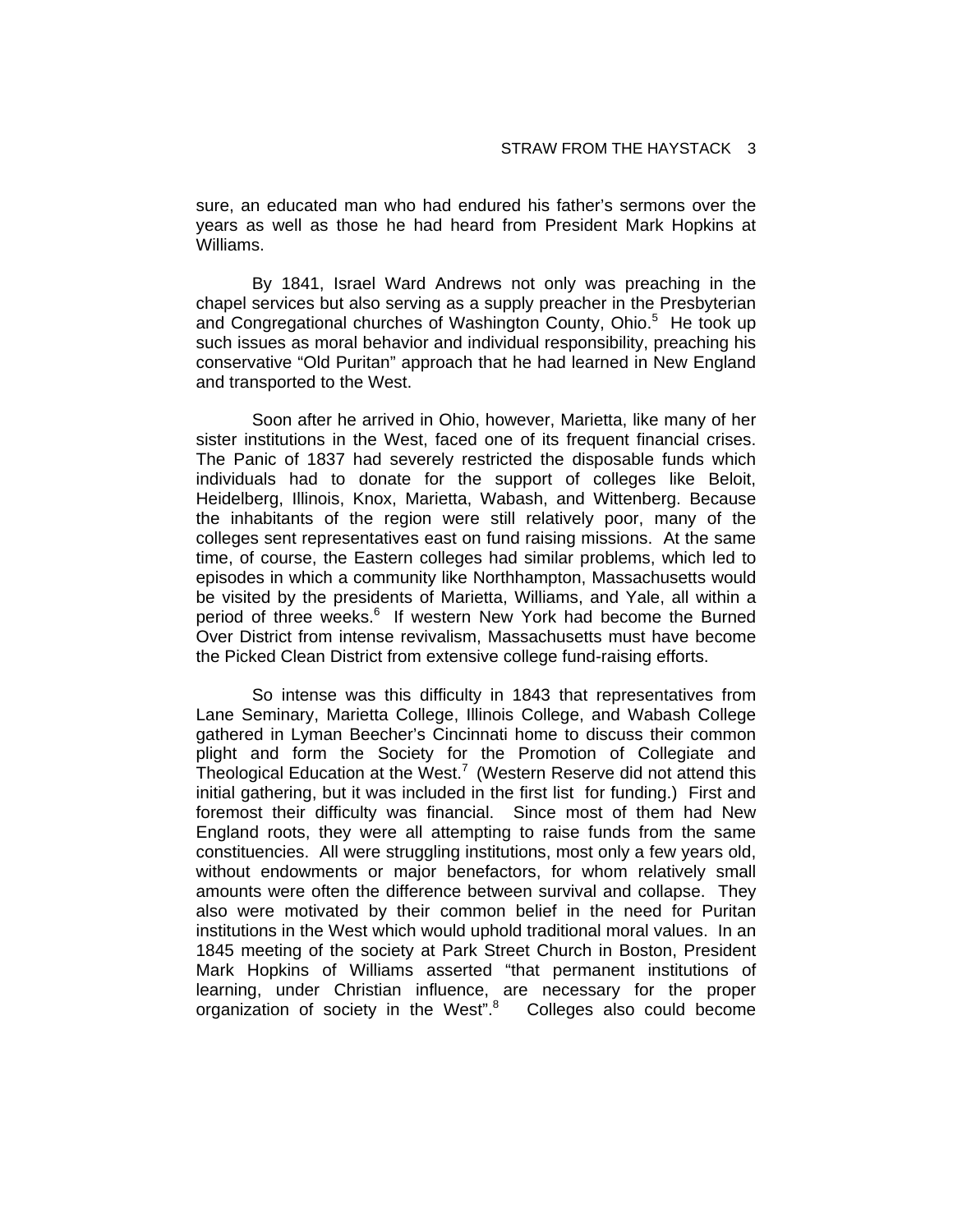sure, an educated man who had endured his father's sermons over the years as well as those he had heard from President Mark Hopkins at Williams.

By 1841, Israel Ward Andrews not only was preaching in the chapel services but also serving as a supply preacher in the Presbyterian and Congregational churches of Washington County, Ohio.[5] He took up such issues as moral behavior and individual responsibility, preaching his conservative "Old Puritan" approach that he had learned in New England and transported to the West.

Soon after he arrived in Ohio, however, Marietta, like many of her sister institutions in the West, faced one of its frequent financial crises. The Panic of 1837 had severely restricted the disposable funds which individuals had to donate for the support of colleges like Beloit, Heidelberg, Illinois, Knox, Marietta, Wabash, and Wittenberg. Because the inhabitants of the region were still relatively poor, many of the colleges sent representatives east on fund raising missions. At the same time, of course, the Eastern colleges had similar problems, which led to episodes in which a community like Northhampton, Massachusetts would be visited by the presidents of Marietta, Williams, and Yale, all within a period of three weeks.[6] If western New York had become the Burned Over District from intense revivalism, Massachusetts must have become the Picked Clean District from extensive college fund-raising efforts.

So intense was this difficulty in 1843 that representatives from Lane Seminary, Marietta College, Illinois College, and Wabash College gathered in Lyman Beecher's Cincinnati home to discuss their common plight and form the Society for the Promotion of Collegiate and Theological Education at the West.[7] (Western Reserve did not attend this initial gathering, but it was included in the first list for funding.) First and foremost their difficulty was financial. Since most of them had New England roots, they were all attempting to raise funds from the same constituencies. All were struggling institutions, most only a few years old, without endowments or major benefactors, for whom relatively small amounts were often the difference between survival and collapse. They also were motivated by their common belief in the need for Puritan institutions in the West which would uphold traditional moral values. In an 1845 meeting of the society at Park Street Church in Boston, President Mark Hopkins of Williams asserted "that permanent institutions of learning, under Christian influence, are necessary for the proper organization of society in the West".[8] Colleges also could become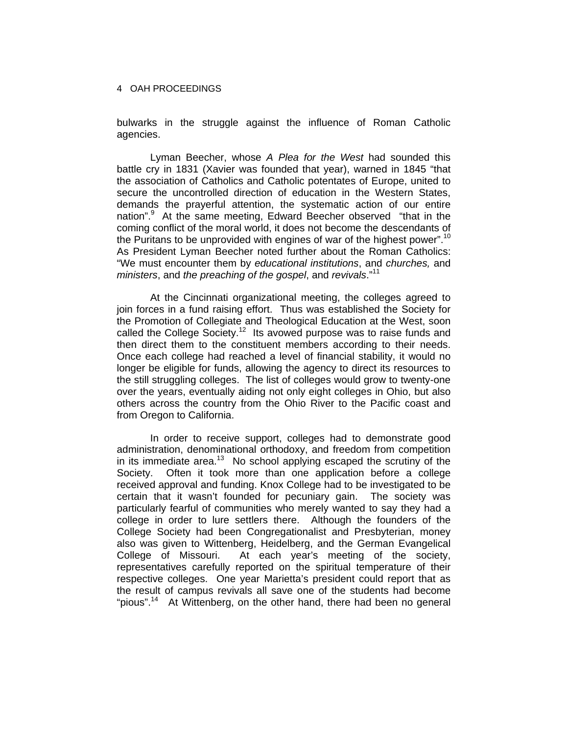bulwarks in the struggle against the influence of Roman Catholic agencies.

Lyman Beecher, whose *A Plea for the West* had sounded this battle cry in 1831 (Xavier was founded that year), warned in 1845 "that the association of Catholics and Catholic potentates of Europe, united to secure the uncontrolled direction of education in the Western States, demands the prayerful attention, the systematic action of our entire nation".[9] At the same meeting, Edward Beecher observed "that in the coming conflict of the moral world, it does not become the descendants of the Puritans to be unprovided with engines of war of the highest power".[10] As President Lyman Beecher noted further about the Roman Catholics: "We must encounter them by *educational institutions*, and *churches,* and *ministers*, and *the preaching of the gospel*, and *revivals*."[11]

At the Cincinnati organizational meeting, the colleges agreed to join forces in a fund raising effort. Thus was established the Society for the Promotion of Collegiate and Theological Education at the West, soon called the College Society.[12] Its avowed purpose was to raise funds and then direct them to the constituent members according to their needs. Once each college had reached a level of financial stability, it would no longer be eligible for funds, allowing the agency to direct its resources to the still struggling colleges. The list of colleges would grow to twenty-one over the years, eventually aiding not only eight colleges in Ohio, but also others across the country from the Ohio River to the Pacific coast and from Oregon to California.

In order to receive support, colleges had to demonstrate good administration, denominational orthodoxy, and freedom from competition in its immediate area.[13] No school applying escaped the scrutiny of the Society. Often it took more than one application before a college received approval and funding. Knox College had to be investigated to be certain that it wasn't founded for pecuniary gain. The society was particularly fearful of communities who merely wanted to say they had a college in order to lure settlers there. Although the founders of the College Society had been Congregationalist and Presbyterian, money also was given to Wittenberg, Heidelberg, and the German Evangelical College of Missouri. At each year's meeting of the society, representatives carefully reported on the spiritual temperature of their respective colleges. One year Marietta's president could report that as the result of campus revivals all save one of the students had become "pious".[14] At Wittenberg, on the other hand, there had been no general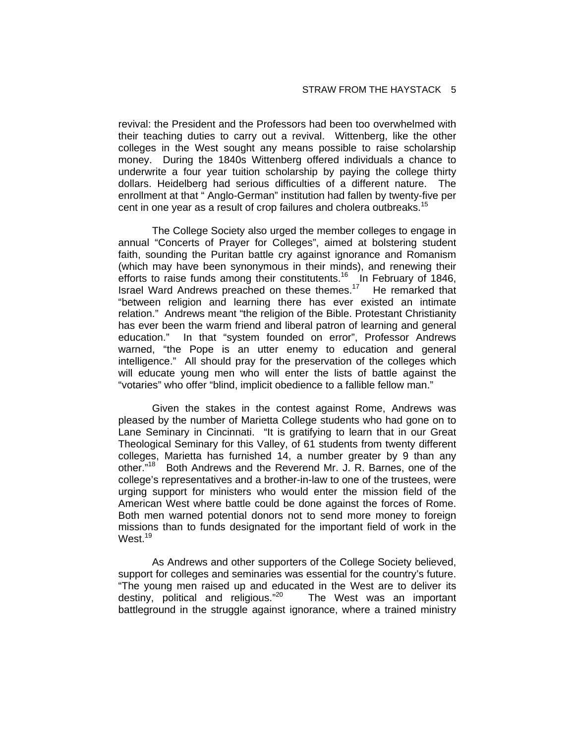revival: the President and the Professors had been too overwhelmed with their teaching duties to carry out a revival. Wittenberg, like the other colleges in the West sought any means possible to raise scholarship money. During the 1840s Wittenberg offered individuals a chance to underwrite a four year tuition scholarship by paying the college thirty dollars. Heidelberg had serious difficulties of a different nature. The enrollment at that " Anglo-German" institution had fallen by twenty-five per cent in one year as a result of crop failures and cholera outbreaks.[15]

The College Society also urged the member colleges to engage in annual "Concerts of Prayer for Colleges", aimed at bolstering student faith, sounding the Puritan battle cry against ignorance and Romanism (which may have been synonymous in their minds), and renewing their efforts to raise funds among their constitutents.[16] In February of 1846, Israel Ward Andrews preached on these themes.[17] He remarked that "between religion and learning there has ever existed an intimate relation." Andrews meant "the religion of the Bible. Protestant Christianity has ever been the warm friend and liberal patron of learning and general education." In that "system founded on error", Professor Andrews warned, "the Pope is an utter enemy to education and general intelligence." All should pray for the preservation of the colleges which will educate young men who will enter the lists of battle against the "votaries" who offer "blind, implicit obedience to a fallible fellow man."

Given the stakes in the contest against Rome, Andrews was pleased by the number of Marietta College students who had gone on to Lane Seminary in Cincinnati. "It is gratifying to learn that in our Great Theological Seminary for this Valley, of 61 students from twenty different colleges, Marietta has furnished 14, a number greater by 9 than any other."[18] Both Andrews and the Reverend Mr. J. R. Barnes, one of the college's representatives and a brother-in-law to one of the trustees, were urging support for ministers who would enter the mission field of the American West where battle could be done against the forces of Rome. Both men warned potential donors not to send more money to foreign missions than to funds designated for the important field of work in the West.[19]

As Andrews and other supporters of the College Society believed, support for colleges and seminaries was essential for the country's future. "The young men raised up and educated in the West are to deliver its destiny, political and religious."[20] The West was an important battleground in the struggle against ignorance, where a trained ministry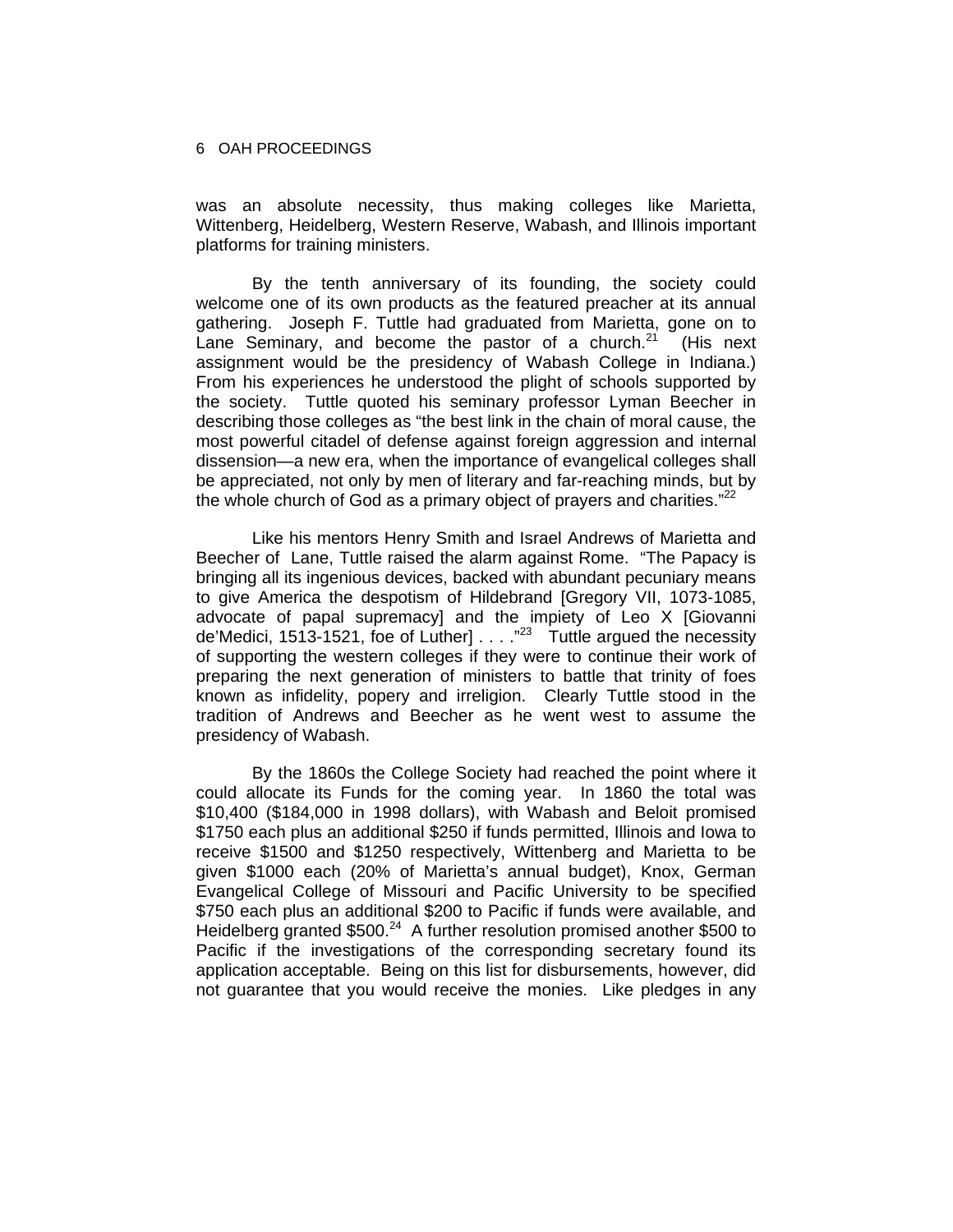was an absolute necessity, thus making colleges like Marietta, Wittenberg, Heidelberg, Western Reserve, Wabash, and Illinois important platforms for training ministers.

By the tenth anniversary of its founding, the society could welcome one of its own products as the featured preacher at its annual gathering. Joseph F. Tuttle had graduated from Marietta, gone on to Lane Seminary, and become the pastor of a church.[21] (His next assignment would be the presidency of Wabash College in Indiana.) From his experiences he understood the plight of schools supported by the society. Tuttle quoted his seminary professor Lyman Beecher in describing those colleges as "the best link in the chain of moral cause, the most powerful citadel of defense against foreign aggression and internal dissension—a new era, when the importance of evangelical colleges shall be appreciated, not only by men of literary and far-reaching minds, but by the whole church of God as a primary object of prayers and charities."[22]

Like his mentors Henry Smith and Israel Andrews of Marietta and Beecher of Lane, Tuttle raised the alarm against Rome. "The Papacy is bringing all its ingenious devices, backed with abundant pecuniary means to give America the despotism of Hildebrand [Gregory VII, 1073-1085, advocate of papal supremacy] and the impiety of Leo X [Giovanni de'Medici, 1513-1521, foe of Luther] . . . ."[23] Tuttle argued the necessity of supporting the western colleges if they were to continue their work of preparing the next generation of ministers to battle that trinity of foes known as infidelity, popery and irreligion. Clearly Tuttle stood in the tradition of Andrews and Beecher as he went west to assume the presidency of Wabash.

By the 1860s the College Society had reached the point where it could allocate its Funds for the coming year. In 1860 the total was $10,400 ($184,000 in 1998 dollars), with Wabash and Beloit promised $1750 each plus an additional $250 if funds permitted, Illinois and Iowa to receive $1500 and $1250 respectively, Wittenberg and Marietta to be given $1000 each (20% of Marietta's annual budget), Knox, German Evangelical College of Missouri and Pacific University to be specified $750 each plus an additional $200 to Pacific if funds were available, and Heidelberg granted $500.[24] A further resolution promised another $500 to Pacific if the investigations of the corresponding secretary found its application acceptable. Being on this list for disbursements, however, did not guarantee that you would receive the monies. Like pledges in any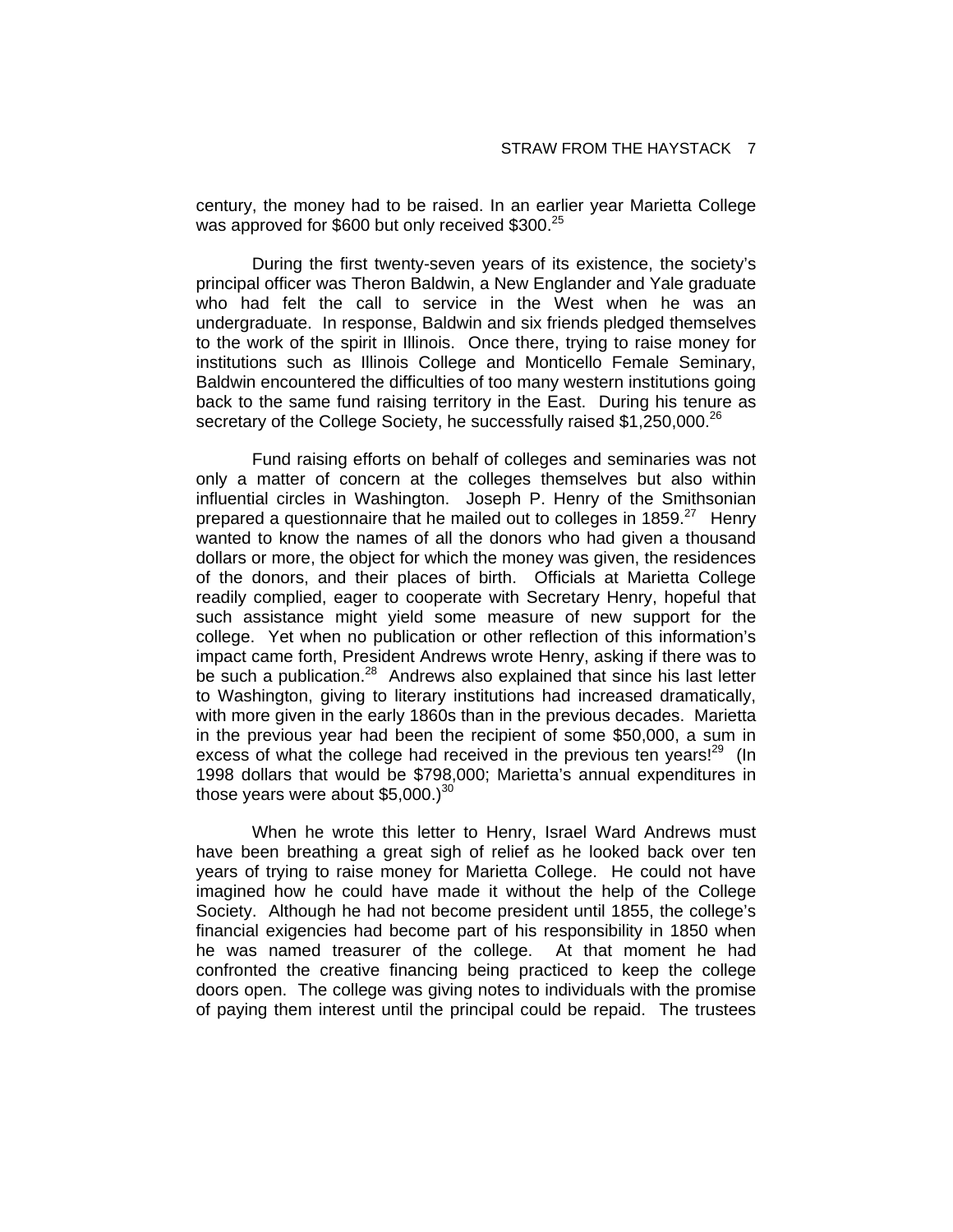century, the money had to be raised. In an earlier year Marietta College was approved for $600 but only received $300.[25]

During the first twenty-seven years of its existence, the society's principal officer was Theron Baldwin, a New Englander and Yale graduate who had felt the call to service in the West when he was an undergraduate. In response, Baldwin and six friends pledged themselves to the work of the spirit in Illinois. Once there, trying to raise money for institutions such as Illinois College and Monticello Female Seminary, Baldwin encountered the difficulties of too many western institutions going back to the same fund raising territory in the East. During his tenure as secretary of the College Society, he successfully raised $1,250,000.[26]

Fund raising efforts on behalf of colleges and seminaries was not only a matter of concern at the colleges themselves but also within influential circles in Washington. Joseph P. Henry of the Smithsonian prepared a questionnaire that he mailed out to colleges in 1859.[27] Henry wanted to know the names of all the donors who had given a thousand dollars or more, the object for which the money was given, the residences of the donors, and their places of birth. Officials at Marietta College readily complied, eager to cooperate with Secretary Henry, hopeful that such assistance might yield some measure of new support for the college. Yet when no publication or other reflection of this information's impact came forth, President Andrews wrote Henry, asking if there was to be such a publication.[28] Andrews also explained that since his last letter to Washington, giving to literary institutions had increased dramatically, with more given in the early 1860s than in the previous decades. Marietta in the previous year had been the recipient of some $50,000, a sum in excess of what the college had received in the previous ten years![29] (In 1998 dollars that would be $798,000; Marietta's annual expenditures in those years were about $5,000.)[30]

When he wrote this letter to Henry, Israel Ward Andrews must have been breathing a great sigh of relief as he looked back over ten years of trying to raise money for Marietta College. He could not have imagined how he could have made it without the help of the College Society. Although he had not become president until 1855, the college's financial exigencies had become part of his responsibility in 1850 when he was named treasurer of the college. At that moment he had confronted the creative financing being practiced to keep the college doors open. The college was giving notes to individuals with the promise of paying them interest until the principal could be repaid. The trustees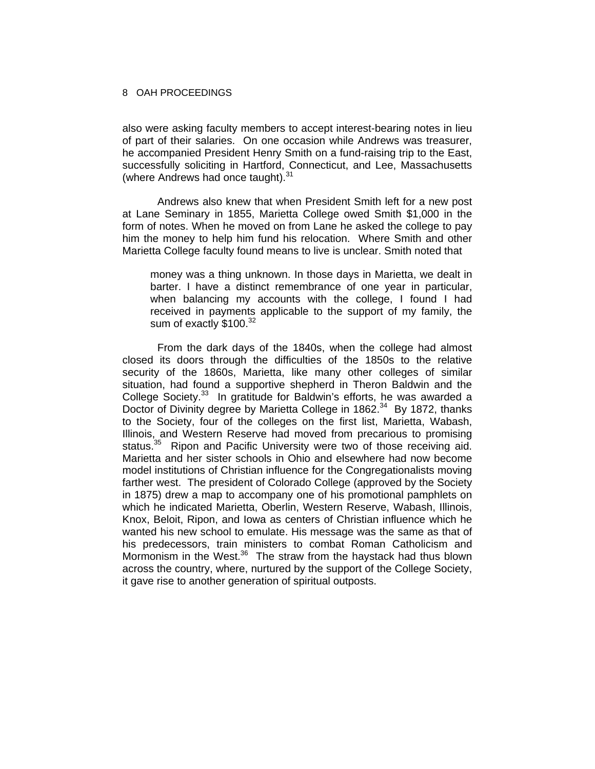also were asking faculty members to accept interest-bearing notes in lieu of part of their salaries. On one occasion while Andrews was treasurer, he accompanied President Henry Smith on a fund-raising trip to the East, successfully soliciting in Hartford, Connecticut, and Lee, Massachusetts (where Andrews had once taught).[31]

Andrews also knew that when President Smith left for a new post at Lane Seminary in 1855, Marietta College owed Smith $1,000 in the form of notes. When he moved on from Lane he asked the college to pay him the money to help him fund his relocation. Where Smith and other Marietta College faculty found means to live is unclear. Smith noted that

> money was a thing unknown. In those days in Marietta, we dealt in barter. I have a distinct remembrance of one year in particular, when balancing my accounts with the college, I found I had received in payments applicable to the support of my family, the sum of exactly $100.[32]

From the dark days of the 1840s, when the college had almost closed its doors through the difficulties of the 1850s to the relative security of the 1860s, Marietta, like many other colleges of similar situation, had found a supportive shepherd in Theron Baldwin and the College Society.[33] In gratitude for Baldwin's efforts, he was awarded a Doctor of Divinity degree by Marietta College in 1862.[34] By 1872, thanks to the Society, four of the colleges on the first list, Marietta, Wabash, Illinois, and Western Reserve had moved from precarious to promising status.[35] Ripon and Pacific University were two of those receiving aid. Marietta and her sister schools in Ohio and elsewhere had now become model institutions of Christian influence for the Congregationalists moving farther west. The president of Colorado College (approved by the Society in 1875) drew a map to accompany one of his promotional pamphlets on which he indicated Marietta, Oberlin, Western Reserve, Wabash, Illinois, Knox, Beloit, Ripon, and Iowa as centers of Christian influence which he wanted his new school to emulate. His message was the same as that of his predecessors, train ministers to combat Roman Catholicism and Mormonism in the West.[36] The straw from the haystack had thus blown across the country, where, nurtured by the support of the College Society, it gave rise to another generation of spiritual outposts.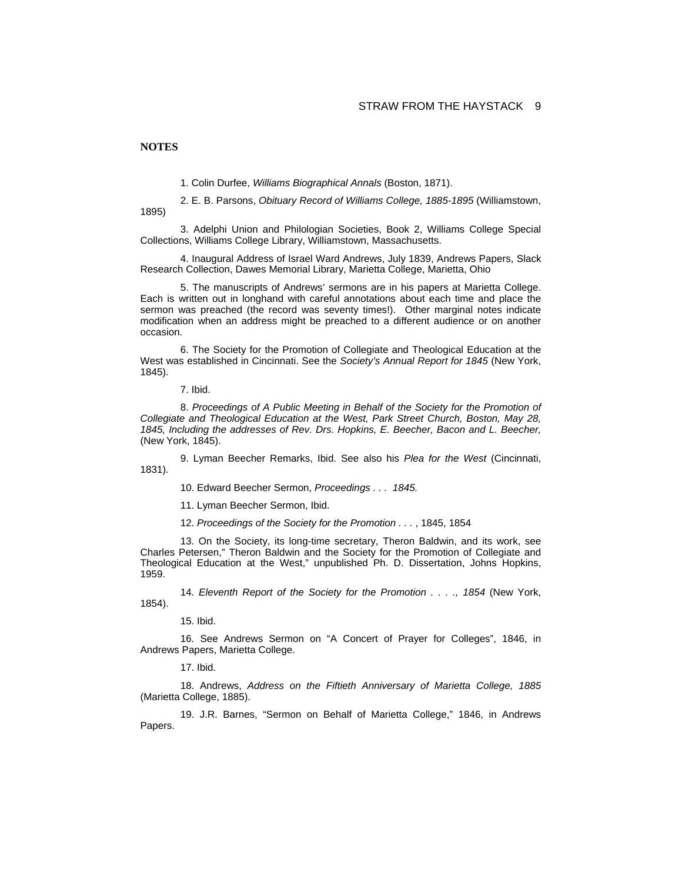**NOTES**

1. Colin Durfee, *Williams Biographical Annals* (Boston, 1871).

2. E. B. Parsons, *Obituary Record of Williams College, 1885-1895* (Williamstown, 1895)

3. Adelphi Union and Philologian Societies, Book 2, Williams College Special Collections, Williams College Library, Williamstown, Massachusetts.

4. Inaugural Address of Israel Ward Andrews, July 1839, Andrews Papers, Slack Research Collection, Dawes Memorial Library, Marietta College, Marietta, Ohio

5. The manuscripts of Andrews' sermons are in his papers at Marietta College. Each is written out in longhand with careful annotations about each time and place the sermon was preached (the record was seventy times!). Other marginal notes indicate modification when an address might be preached to a different audience or on another occasion.

6. The Society for the Promotion of Collegiate and Theological Education at the West was established in Cincinnati. See the *Society's Annual Report for 1845* (New York, 1845).

7. Ibid.

8. *Proceedings of A Public Meeting in Behalf of the Society for the Promotion of Collegiate and Theological Education at the West, Park Street Church, Boston, May 28, 1845, Including the addresses of Rev. Drs. Hopkins, E. Beecher, Bacon and L. Beecher,* (New York, 1845).

9. Lyman Beecher Remarks, Ibid. See also his *Plea for the West* (Cincinnati, 1831).

10. Edward Beecher Sermon, *Proceedings . . . 1845.*

11. Lyman Beecher Sermon, Ibid.

12. *Proceedings of the Society for the Promotion* . . . , 1845, 1854

13. On the Society, its long-time secretary, Theron Baldwin, and its work, see Charles Petersen," Theron Baldwin and the Society for the Promotion of Collegiate and Theological Education at the West," unpublished Ph. D. Dissertation, Johns Hopkins, 1959.

14. *Eleventh Report of the Society for the Promotion . . . ., 1854* (New York, 1854).

15. Ibid.

16. See Andrews Sermon on "A Concert of Prayer for Colleges", 1846, in Andrews Papers, Marietta College.

17. Ibid.

18. Andrews, *Address on the Fiftieth Anniversary of Marietta College, 1885* (Marietta College, 1885).

19. J.R. Barnes, "Sermon on Behalf of Marietta College," 1846, in Andrews Papers.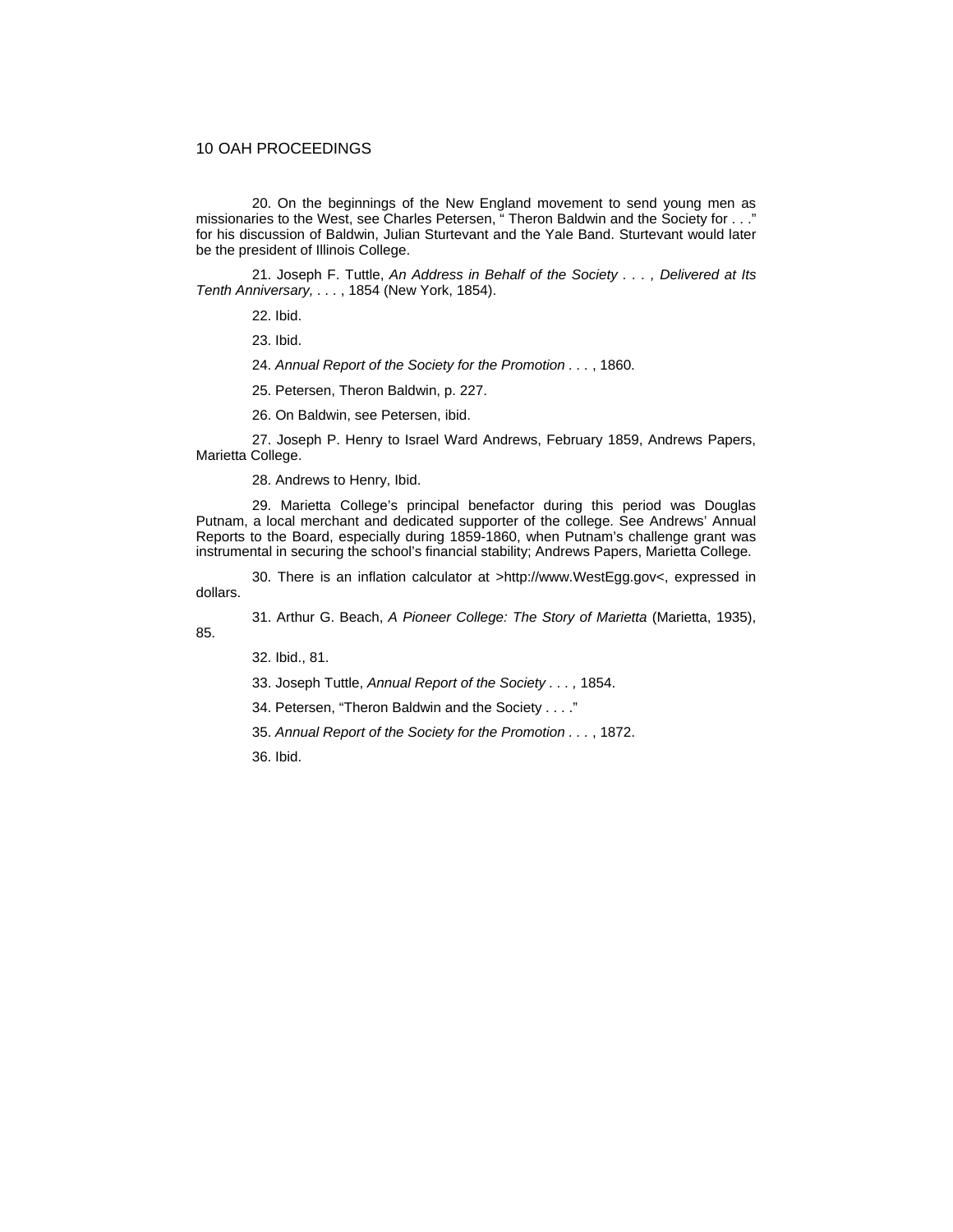20. On the beginnings of the New England movement to send young men as missionaries to the West, see Charles Petersen, " Theron Baldwin and the Society for . . ." for his discussion of Baldwin, Julian Sturtevant and the Yale Band. Sturtevant would later be the president of Illinois College.

21. Joseph F. Tuttle, *An Address in Behalf of the Society . . . , Delivered at Its Tenth Anniversary,* . . . , 1854 (New York, 1854).

22. Ibid.

23. Ibid.

24. *Annual Report of the Society for the Promotion* . . . , 1860.

25. Petersen, Theron Baldwin, p. 227.

26. On Baldwin, see Petersen, ibid.

27. Joseph P. Henry to Israel Ward Andrews, February 1859, Andrews Papers, Marietta College.

28. Andrews to Henry, Ibid.

29. Marietta College's principal benefactor during this period was Douglas Putnam, a local merchant and dedicated supporter of the college. See Andrews' Annual Reports to the Board, especially during 1859-1860, when Putnam's challenge grant was instrumental in securing the school's financial stability; Andrews Papers, Marietta College.

30. There is an inflation calculator at >http://www.WestEgg.gov<, expressed in dollars.

31. Arthur G. Beach, *A Pioneer College: The Story of Marietta* (Marietta, 1935), 85.

32. Ibid., 81.

33. Joseph Tuttle, *Annual Report of the Society* . . . , 1854.

34. Petersen, "Theron Baldwin and the Society . . . ."

35. *Annual Report of the Society for the Promotion* . . . , 1872.

36. Ibid.